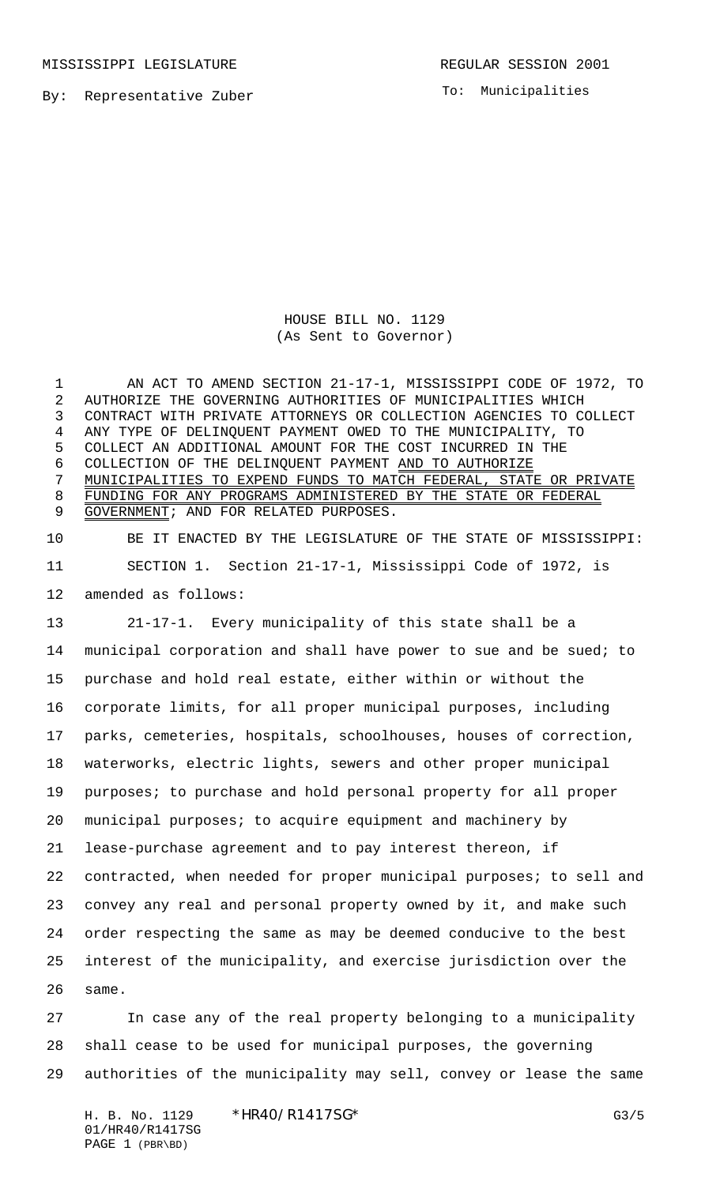MISSISSIPPI LEGISLATURE REGULAR SESSION 2001

By: Representative Zuber

To: Municipalities

# HOUSE BILL NO. 1129
(As Sent to Governor)

AN ACT TO AMEND SECTION 21-17-1, MISSISSIPPI CODE OF 1972, TO AUTHORIZE THE GOVERNING AUTHORITIES OF MUNICIPALITIES WHICH CONTRACT WITH PRIVATE ATTORNEYS OR COLLECTION AGENCIES TO COLLECT ANY TYPE OF DELINQUENT PAYMENT OWED TO THE MUNICIPALITY, TO COLLECT AN ADDITIONAL AMOUNT FOR THE COST INCURRED IN THE COLLECTION OF THE DELINQUENT PAYMENT AND TO AUTHORIZE MUNICIPALITIES TO EXPEND FUNDS TO MATCH FEDERAL, STATE OR PRIVATE FUNDING FOR ANY PROGRAMS ADMINISTERED BY THE STATE OR FEDERAL GOVERNMENT; AND FOR RELATED PURPOSES.

BE IT ENACTED BY THE LEGISLATURE OF THE STATE OF MISSISSIPPI:

SECTION 1. Section 21-17-1, Mississippi Code of 1972, is amended as follows:

21-17-1. Every municipality of this state shall be a municipal corporation and shall have power to sue and be sued; to purchase and hold real estate, either within or without the corporate limits, for all proper municipal purposes, including parks, cemeteries, hospitals, schoolhouses, houses of correction, waterworks, electric lights, sewers and other proper municipal purposes; to purchase and hold personal property for all proper municipal purposes; to acquire equipment and machinery by lease-purchase agreement and to pay interest thereon, if contracted, when needed for proper municipal purposes; to sell and convey any real and personal property owned by it, and make such order respecting the same as may be deemed conducive to the best interest of the municipality, and exercise jurisdiction over the same.

In case any of the real property belonging to a municipality shall cease to be used for municipal purposes, the governing authorities of the municipality may sell, convey or lease the same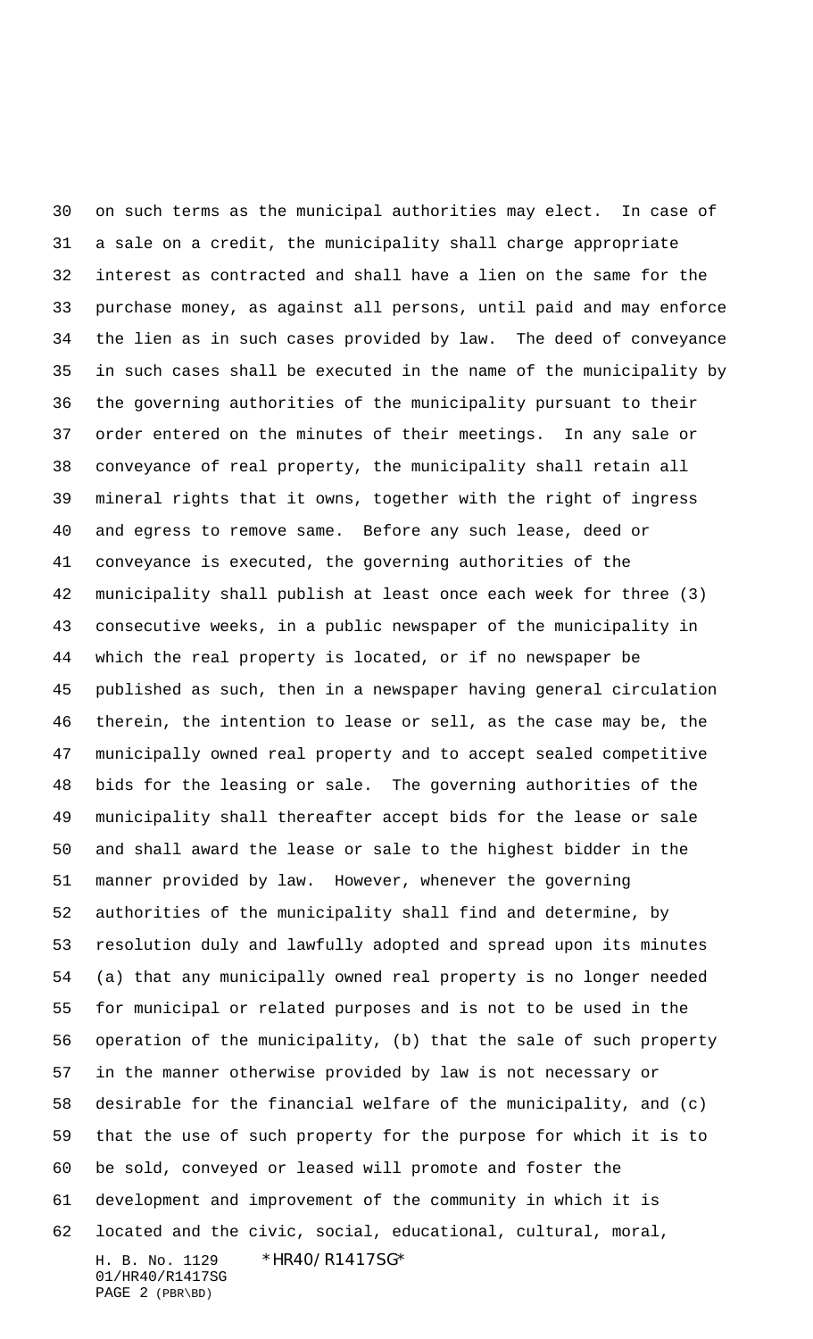on such terms as the municipal authorities may elect. In case of a sale on a credit, the municipality shall charge appropriate interest as contracted and shall have a lien on the same for the purchase money, as against all persons, until paid and may enforce the lien as in such cases provided by law. The deed of conveyance in such cases shall be executed in the name of the municipality by the governing authorities of the municipality pursuant to their order entered on the minutes of their meetings. In any sale or conveyance of real property, the municipality shall retain all mineral rights that it owns, together with the right of ingress and egress to remove same. Before any such lease, deed or conveyance is executed, the governing authorities of the municipality shall publish at least once each week for three (3) consecutive weeks, in a public newspaper of the municipality in which the real property is located, or if no newspaper be published as such, then in a newspaper having general circulation therein, the intention to lease or sell, as the case may be, the municipally owned real property and to accept sealed competitive bids for the leasing or sale. The governing authorities of the municipality shall thereafter accept bids for the lease or sale and shall award the lease or sale to the highest bidder in the manner provided by law. However, whenever the governing authorities of the municipality shall find and determine, by resolution duly and lawfully adopted and spread upon its minutes (a) that any municipally owned real property is no longer needed for municipal or related purposes and is not to be used in the operation of the municipality, (b) that the sale of such property in the manner otherwise provided by law is not necessary or desirable for the financial welfare of the municipality, and (c) that the use of such property for the purpose for which it is to be sold, conveyed or leased will promote and foster the development and improvement of the community in which it is located and the civic, social, educational, cultural, moral,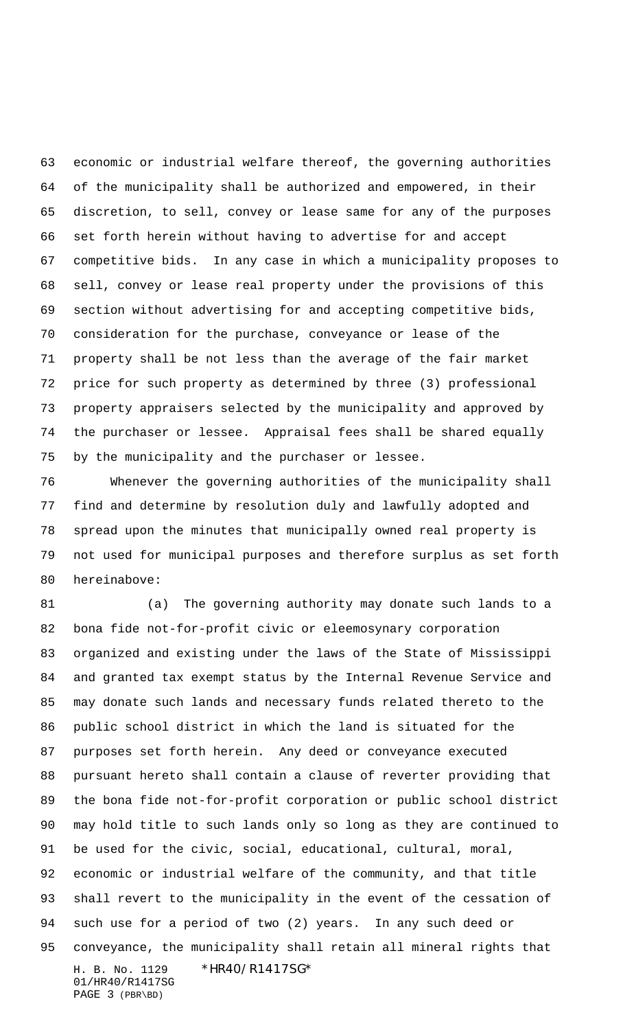economic or industrial welfare thereof, the governing authorities of the municipality shall be authorized and empowered, in their discretion, to sell, convey or lease same for any of the purposes set forth herein without having to advertise for and accept competitive bids. In any case in which a municipality proposes to sell, convey or lease real property under the provisions of this section without advertising for and accepting competitive bids, consideration for the purchase, conveyance or lease of the property shall be not less than the average of the fair market price for such property as determined by three (3) professional property appraisers selected by the municipality and approved by the purchaser or lessee. Appraisal fees shall be shared equally by the municipality and the purchaser or lessee.

Whenever the governing authorities of the municipality shall find and determine by resolution duly and lawfully adopted and spread upon the minutes that municipally owned real property is not used for municipal purposes and therefore surplus as set forth hereinabove:

(a) The governing authority may donate such lands to a bona fide not-for-profit civic or eleemosynary corporation organized and existing under the laws of the State of Mississippi and granted tax exempt status by the Internal Revenue Service and may donate such lands and necessary funds related thereto to the public school district in which the land is situated for the purposes set forth herein. Any deed or conveyance executed pursuant hereto shall contain a clause of reverter providing that the bona fide not-for-profit corporation or public school district may hold title to such lands only so long as they are continued to be used for the civic, social, educational, cultural, moral, economic or industrial welfare of the community, and that title shall revert to the municipality in the event of the cessation of such use for a period of two (2) years. In any such deed or conveyance, the municipality shall retain all mineral rights that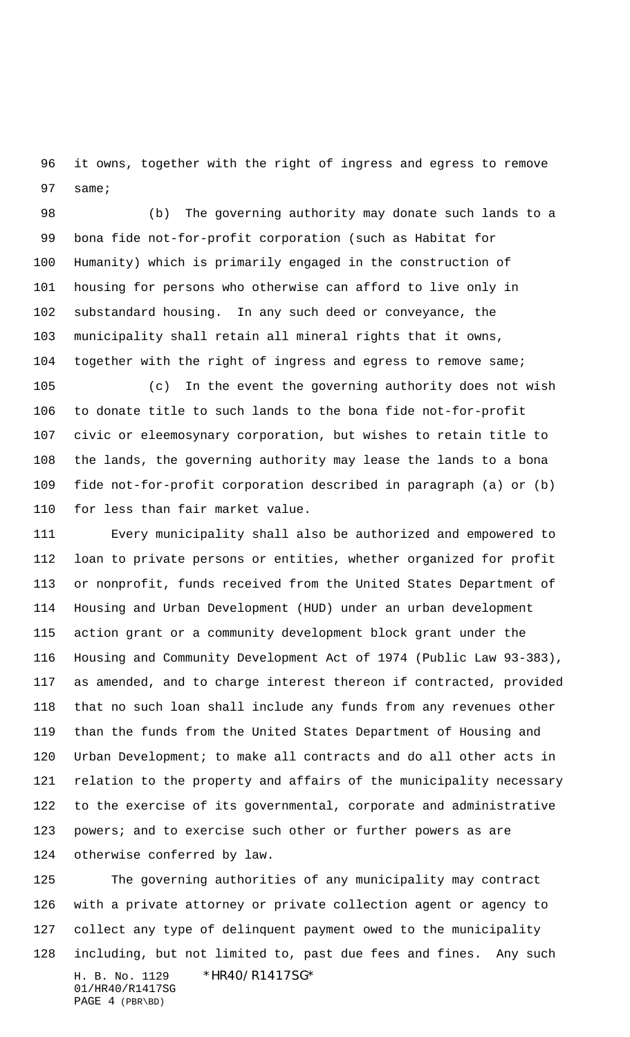it owns, together with the right of ingress and egress to remove same;

(b) The governing authority may donate such lands to a bona fide not-for-profit corporation (such as Habitat for Humanity) which is primarily engaged in the construction of housing for persons who otherwise can afford to live only in substandard housing. In any such deed or conveyance, the municipality shall retain all mineral rights that it owns, together with the right of ingress and egress to remove same;

(c) In the event the governing authority does not wish to donate title to such lands to the bona fide not-for-profit civic or eleemosynary corporation, but wishes to retain title to the lands, the governing authority may lease the lands to a bona fide not-for-profit corporation described in paragraph (a) or (b) for less than fair market value.

Every municipality shall also be authorized and empowered to loan to private persons or entities, whether organized for profit or nonprofit, funds received from the United States Department of Housing and Urban Development (HUD) under an urban development action grant or a community development block grant under the Housing and Community Development Act of 1974 (Public Law 93-383), as amended, and to charge interest thereon if contracted, provided that no such loan shall include any funds from any revenues other than the funds from the United States Department of Housing and Urban Development; to make all contracts and do all other acts in relation to the property and affairs of the municipality necessary to the exercise of its governmental, corporate and administrative powers; and to exercise such other or further powers as are otherwise conferred by law.

The governing authorities of any municipality may contract with a private attorney or private collection agent or agency to collect any type of delinquent payment owed to the municipality including, but not limited to, past due fees and fines. Any such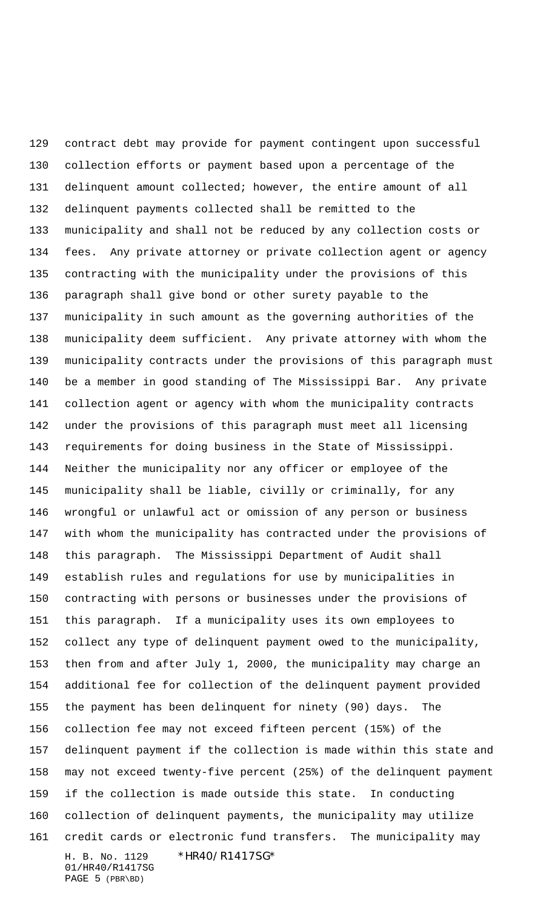contract debt may provide for payment contingent upon successful collection efforts or payment based upon a percentage of the delinquent amount collected; however, the entire amount of all delinquent payments collected shall be remitted to the municipality and shall not be reduced by any collection costs or fees. Any private attorney or private collection agent or agency contracting with the municipality under the provisions of this paragraph shall give bond or other surety payable to the municipality in such amount as the governing authorities of the municipality deem sufficient. Any private attorney with whom the municipality contracts under the provisions of this paragraph must be a member in good standing of The Mississippi Bar. Any private collection agent or agency with whom the municipality contracts under the provisions of this paragraph must meet all licensing requirements for doing business in the State of Mississippi. Neither the municipality nor any officer or employee of the municipality shall be liable, civilly or criminally, for any wrongful or unlawful act or omission of any person or business with whom the municipality has contracted under the provisions of this paragraph. The Mississippi Department of Audit shall establish rules and regulations for use by municipalities in contracting with persons or businesses under the provisions of this paragraph. If a municipality uses its own employees to collect any type of delinquent payment owed to the municipality, then from and after July 1, 2000, the municipality may charge an additional fee for collection of the delinquent payment provided the payment has been delinquent for ninety (90) days. The collection fee may not exceed fifteen percent (15%) of the delinquent payment if the collection is made within this state and may not exceed twenty-five percent (25%) of the delinquent payment if the collection is made outside this state. In conducting collection of delinquent payments, the municipality may utilize credit cards or electronic fund transfers. The municipality may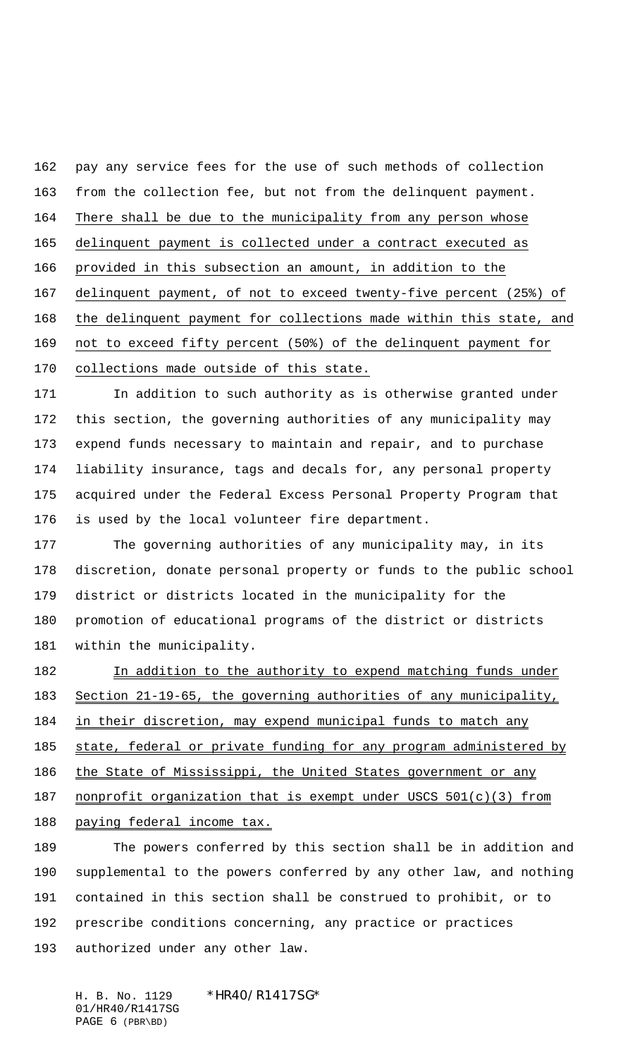pay any service fees for the use of such methods of collection from the collection fee, but not from the delinquent payment. There shall be due to the municipality from any person whose delinquent payment is collected under a contract executed as provided in this subsection an amount, in addition to the delinquent payment, of not to exceed twenty-five percent (25%) of the delinquent payment for collections made within this state, and not to exceed fifty percent (50%) of the delinquent payment for collections made outside of this state.

In addition to such authority as is otherwise granted under this section, the governing authorities of any municipality may expend funds necessary to maintain and repair, and to purchase liability insurance, tags and decals for, any personal property acquired under the Federal Excess Personal Property Program that is used by the local volunteer fire department.

The governing authorities of any municipality may, in its discretion, donate personal property or funds to the public school district or districts located in the municipality for the promotion of educational programs of the district or districts within the municipality.

In addition to the authority to expend matching funds under Section 21-19-65, the governing authorities of any municipality, in their discretion, may expend municipal funds to match any state, federal or private funding for any program administered by the State of Mississippi, the United States government or any nonprofit organization that is exempt under USCS 501(c)(3) from paying federal income tax.

The powers conferred by this section shall be in addition and supplemental to the powers conferred by any other law, and nothing contained in this section shall be construed to prohibit, or to prescribe conditions concerning, any practice or practices authorized under any other law.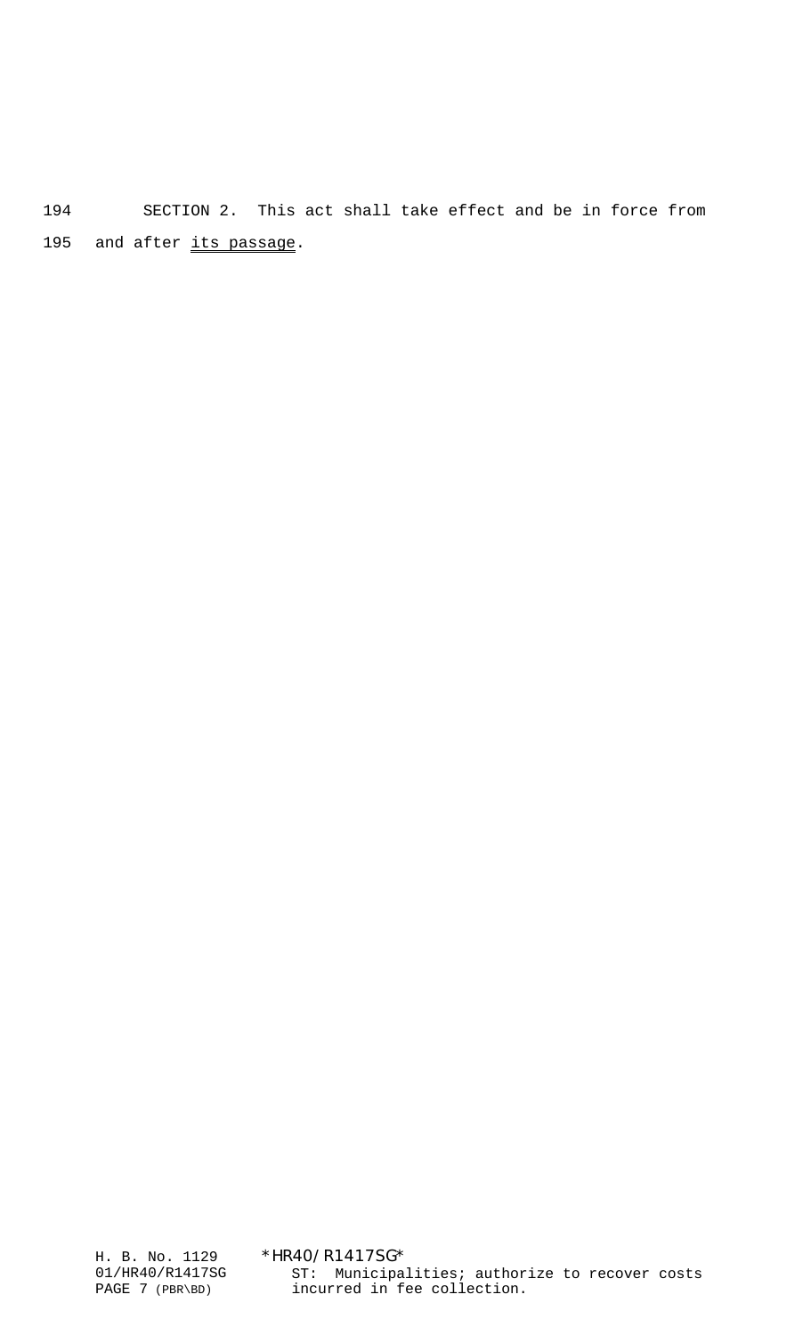194 SECTION 2. This act shall take effect and be in force from

195 and after its passage.